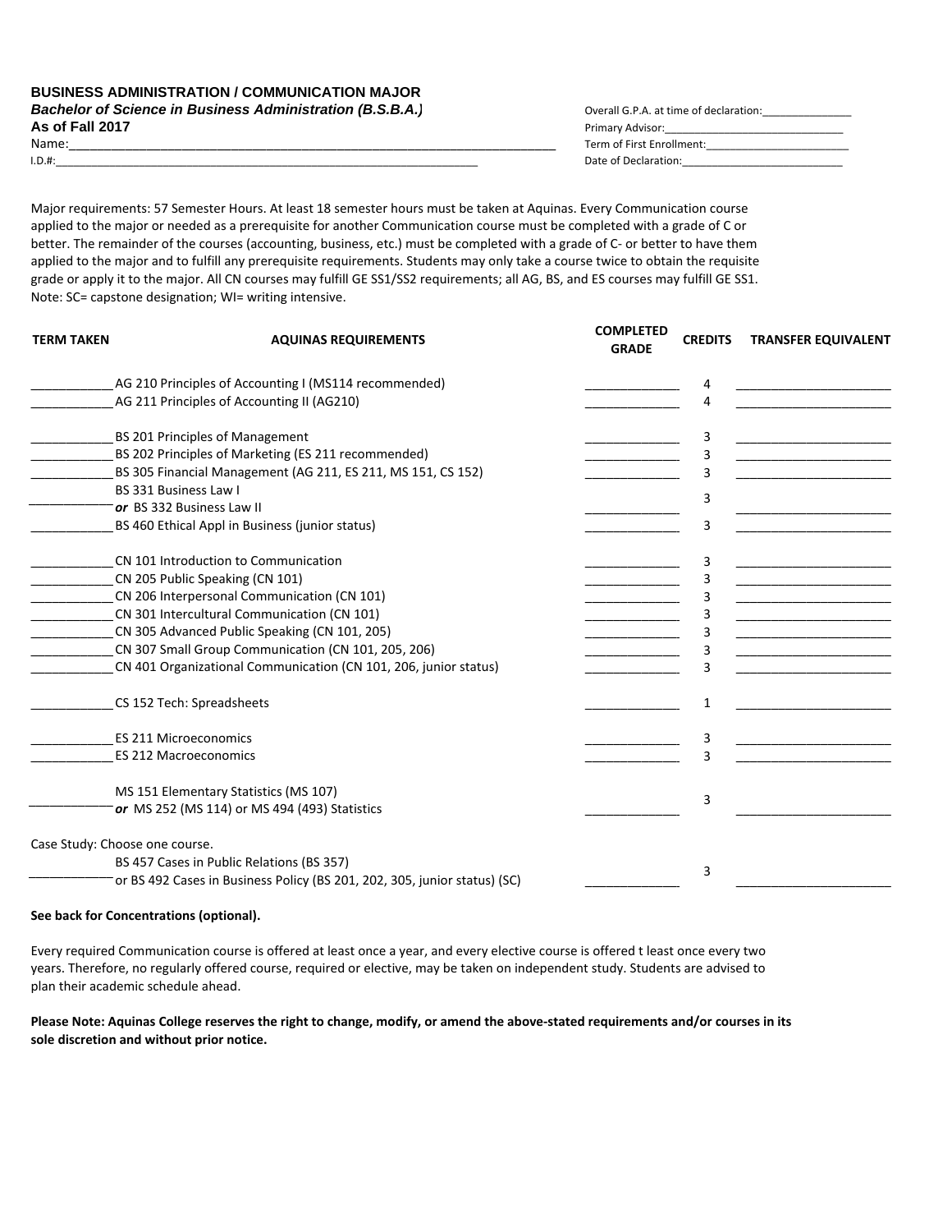**BUSINESS ADMINISTRATION / COMMUNICATION MAJOR**
***Bachelor of Science in Business Administration (B.S.B.A.)***
**As of Fall 2017**

Name:______________________________________________________________________

I.D.#:______________________________________________________________________

Overall G.P.A. at time of declaration:_______________

Primary Advisor:_____________________________

Term of First Enrollment:_______________________

Date of Declaration:__________________________

Major requirements: 57 Semester Hours. At least 18 semester hours must be taken at Aquinas. Every Communication course applied to the major or needed as a prerequisite for another Communication course must be completed with a grade of C or better. The remainder of the courses (accounting, business, etc.) must be completed with a grade of C- or better to have them applied to the major and to fulfill any prerequisite requirements. Students may only take a course twice to obtain the requisite grade or apply it to the major. All CN courses may fulfill GE SS1/SS2 requirements; all AG, BS, and ES courses may fulfill GE SS1. Note: SC= capstone designation; WI= writing intensive.

| TERM TAKEN | AQUINAS REQUIREMENTS | COMPLETED GRADE | CREDITS | TRANSFER EQUIVALENT |
|---|---|---|---|---|
| ___________ | AG 210 Principles of Accounting I (MS114 recommended) | ___________ | 4 | ___________ |
| ___________ | AG 211 Principles of Accounting II (AG210) | ___________ | 4 | ___________ |
| ___________ | BS 201 Principles of Management | ___________ | 3 | ___________ |
| ___________ | BS 202 Principles of Marketing (ES 211 recommended) | ___________ | 3 | ___________ |
| ___________ | BS 305 Financial Management (AG 211, ES 211, MS 151, CS 152) | ___________ | 3 | ___________ |
| ___________ | BS 331 Business Law I ***or*** BS 332 Business Law II | ___________ | 3 | ___________ |
| ___________ | BS 460 Ethical Appl in Business (junior status) | ___________ | 3 | ___________ |
| ___________ | CN 101 Introduction to Communication | ___________ | 3 | ___________ |
| ___________ | CN 205 Public Speaking (CN 101) | ___________ | 3 | ___________ |
| ___________ | CN 206 Interpersonal Communication (CN 101) | ___________ | 3 | ___________ |
| ___________ | CN 301 Intercultural Communication (CN 101) | ___________ | 3 | ___________ |
| ___________ | CN 305 Advanced Public Speaking (CN 101, 205) | ___________ | 3 | ___________ |
| ___________ | CN 307 Small Group Communication (CN 101, 205, 206) | ___________ | 3 | ___________ |
| ___________ | CN 401 Organizational Communication (CN 101, 206, junior status) | ___________ | 3 | ___________ |
| ___________ | CS 152 Tech: Spreadsheets | ___________ | 1 | ___________ |
| ___________ | ES 211 Microeconomics | ___________ | 3 | ___________ |
| ___________ | ES 212 Macroeconomics | ___________ | 3 | ___________ |
| ___________ | MS 151 Elementary Statistics (MS 107) ***or*** MS 252 (MS 114) or MS 494 (493) Statistics | ___________ | 3 | ___________ |
| Case Study: Choose one course. | | | | |
| ___________ | BS 457 Cases in Public Relations (BS 357) or BS 492 Cases in Business Policy (BS 201, 202, 305, junior status) (SC) | ___________ | 3 | ___________ |

**See back for Concentrations (optional).**

Every required Communication course is offered at least once a year, and every elective course is offered t least once every two years. Therefore, no regularly offered course, required or elective, may be taken on independent study. Students are advised to plan their academic schedule ahead.

**Please Note: Aquinas College reserves the right to change, modify, or amend the above-stated requirements and/or courses in its sole discretion and without prior notice.**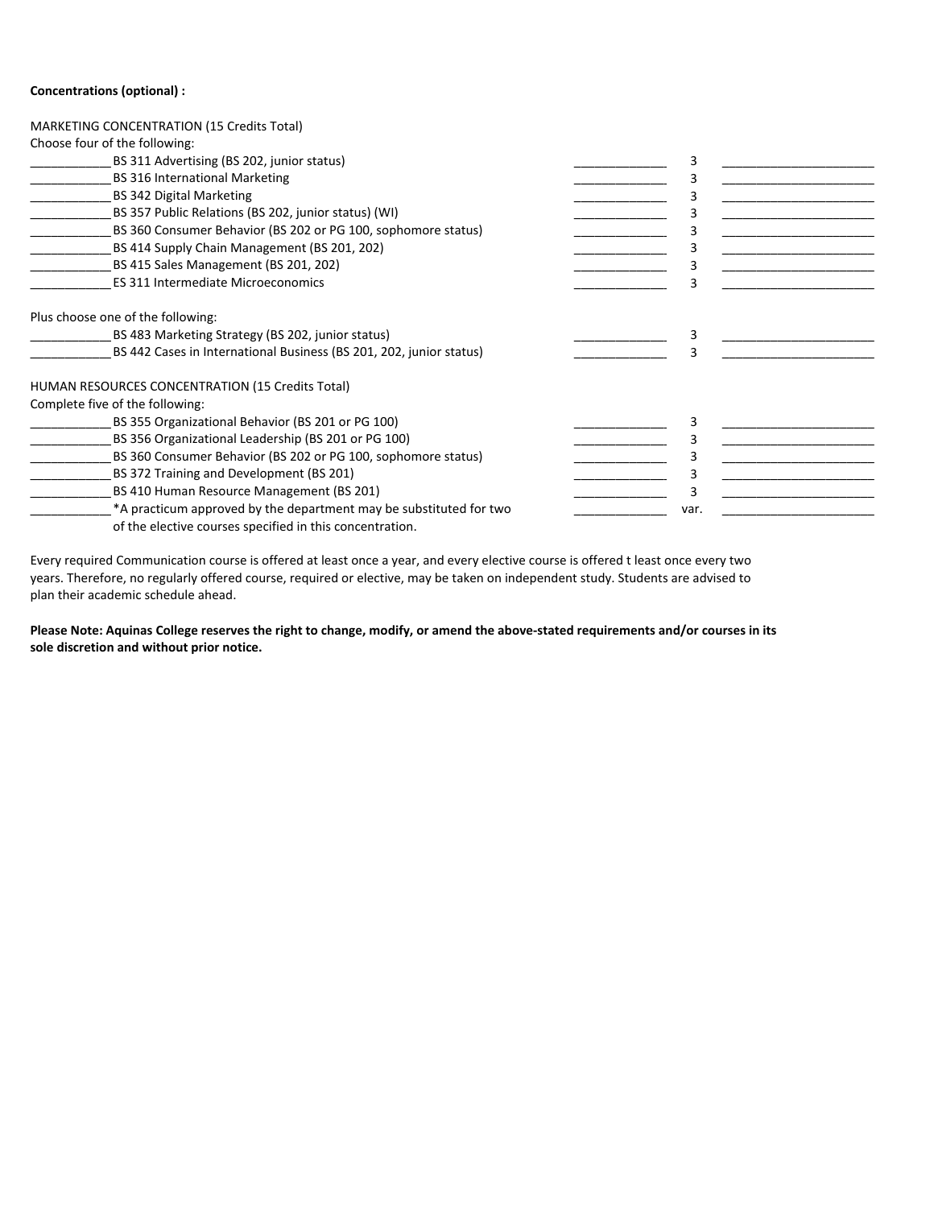**Concentrations (optional) :**

MARKETING CONCENTRATION (15 Credits Total)
Choose four of the following:

| | | | | |
|---|---|---|---|---|
| ____________ | BS 311 Advertising (BS 202, junior status) | ____________ | 3 | ____________________ |
| ____________ | BS 316 International Marketing | ____________ | 3 | ____________________ |
| ____________ | BS 342 Digital Marketing | ____________ | 3 | ____________________ |
| ____________ | BS 357 Public Relations (BS 202, junior status) (WI) | ____________ | 3 | ____________________ |
| ____________ | BS 360 Consumer Behavior (BS 202 or PG 100, sophomore status) | ____________ | 3 | ____________________ |
| ____________ | BS 414 Supply Chain Management (BS 201, 202) | ____________ | 3 | ____________________ |
| ____________ | BS 415 Sales Management (BS 201, 202) | ____________ | 3 | ____________________ |
| ____________ | ES 311 Intermediate Microeconomics | ____________ | 3 | ____________________ |

Plus choose one of the following:

| | | | | |
|---|---|---|---|---|
| ____________ | BS 483 Marketing Strategy (BS 202, junior status) | ____________ | 3 | ____________________ |
| ____________ | BS 442 Cases in International Business (BS 201, 202, junior status) | ____________ | 3 | ____________________ |

HUMAN RESOURCES CONCENTRATION (15 Credits Total)
Complete five of the following:

| | | | | |
|---|---|---|---|---|
| ____________ | BS 355 Organizational Behavior (BS 201 or PG 100) | ____________ | 3 | ____________________ |
| ____________ | BS 356 Organizational Leadership (BS 201 or PG 100) | ____________ | 3 | ____________________ |
| ____________ | BS 360 Consumer Behavior (BS 202 or PG 100, sophomore status) | ____________ | 3 | ____________________ |
| ____________ | BS 372 Training and Development (BS 201) | ____________ | 3 | ____________________ |
| ____________ | BS 410 Human Resource Management (BS 201) | ____________ | 3 | ____________________ |
| ____________ | *A practicum approved by the department may be substituted for two of the elective courses specified in this concentration. | ____________ | var. | ____________________ |

Every required Communication course is offered at least once a year, and every elective course is offered t least once every two years. Therefore, no regularly offered course, required or elective, may be taken on independent study. Students are advised to plan their academic schedule ahead.

**Please Note: Aquinas College reserves the right to change, modify, or amend the above-stated requirements and/or courses in its sole discretion and without prior notice.**